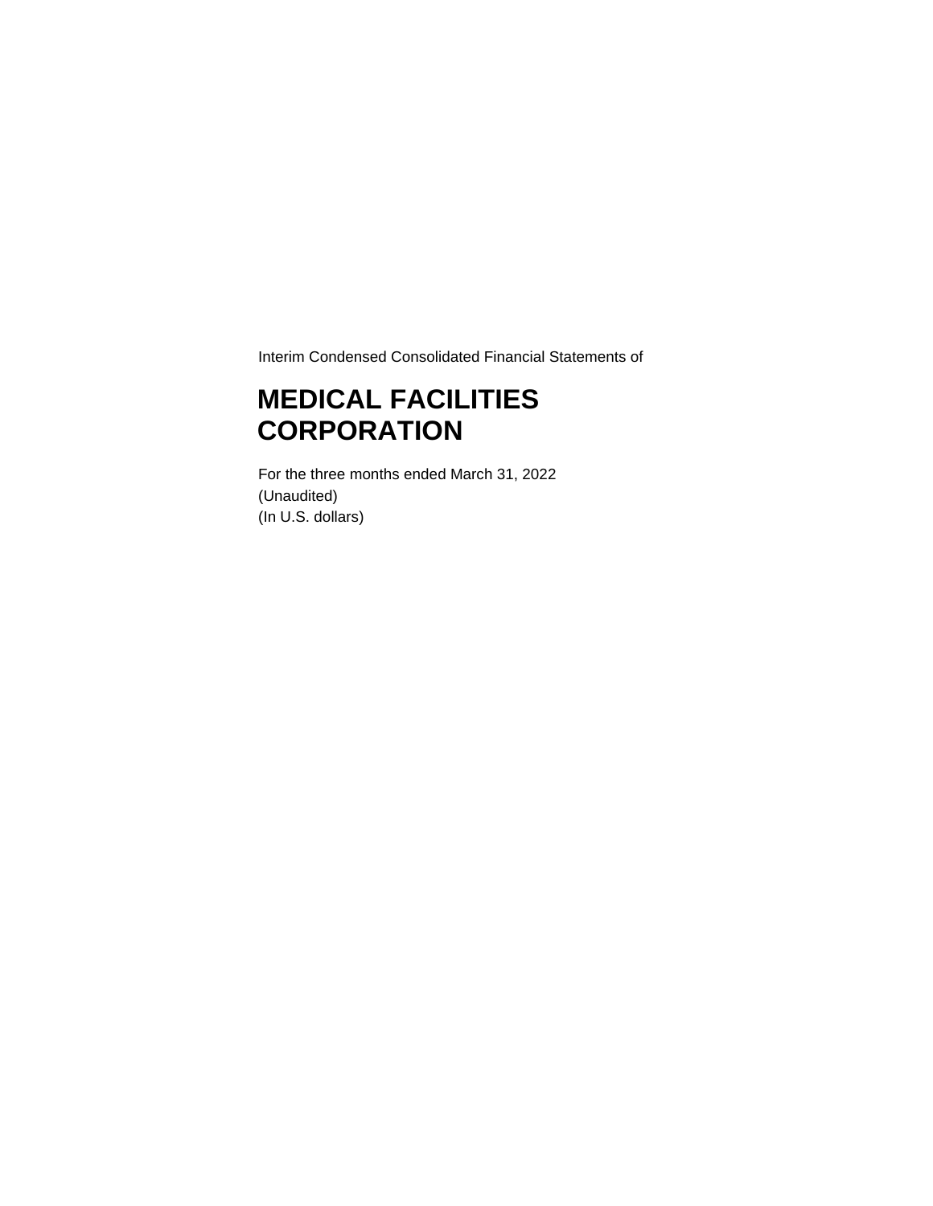Interim Condensed Consolidated Financial Statements of

# MEDICAL FACILITIES CORPORATION

For the three months ended March 31, 2022
(Unaudited)
(In U.S. dollars)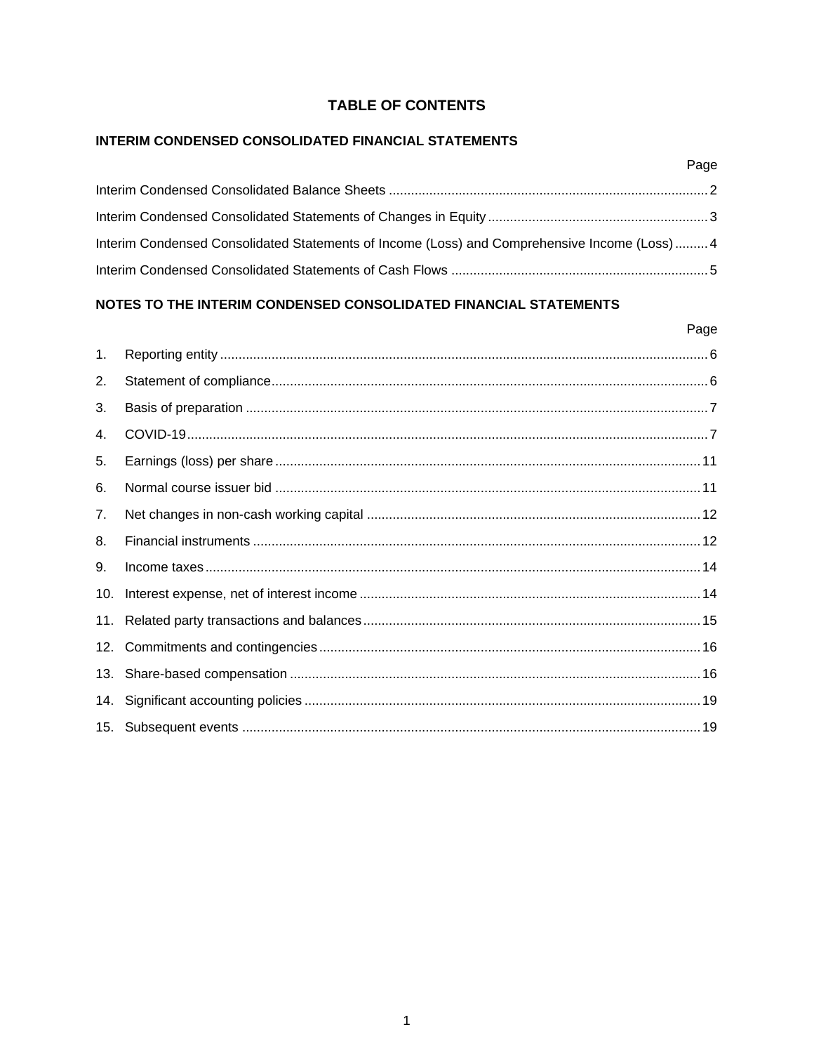# TABLE OF CONTENTS

## INTERIM CONDENSED CONSOLIDATED FINANCIAL STATEMENTS

| | Page |
|---|---|
| Interim Condensed Consolidated Balance Sheets | 2 |
| Interim Condensed Consolidated Statements of Changes in Equity | 3 |
| Interim Condensed Consolidated Statements of Income (Loss) and Comprehensive Income (Loss) | 4 |
| Interim Condensed Consolidated Statements of Cash Flows | 5 |

## NOTES TO THE INTERIM CONDENSED CONSOLIDATED FINANCIAL STATEMENTS

| | | Page |
|---|---|---|
| 1. | Reporting entity | 6 |
| 2. | Statement of compliance | 6 |
| 3. | Basis of preparation | 7 |
| 4. | COVID-19 | 7 |
| 5. | Earnings (loss) per share | 11 |
| 6. | Normal course issuer bid | 11 |
| 7. | Net changes in non-cash working capital | 12 |
| 8. | Financial instruments | 12 |
| 9. | Income taxes | 14 |
| 10. | Interest expense, net of interest income | 14 |
| 11. | Related party transactions and balances | 15 |
| 12. | Commitments and contingencies | 16 |
| 13. | Share-based compensation | 16 |
| 14. | Significant accounting policies | 19 |
| 15. | Subsequent events | 19 |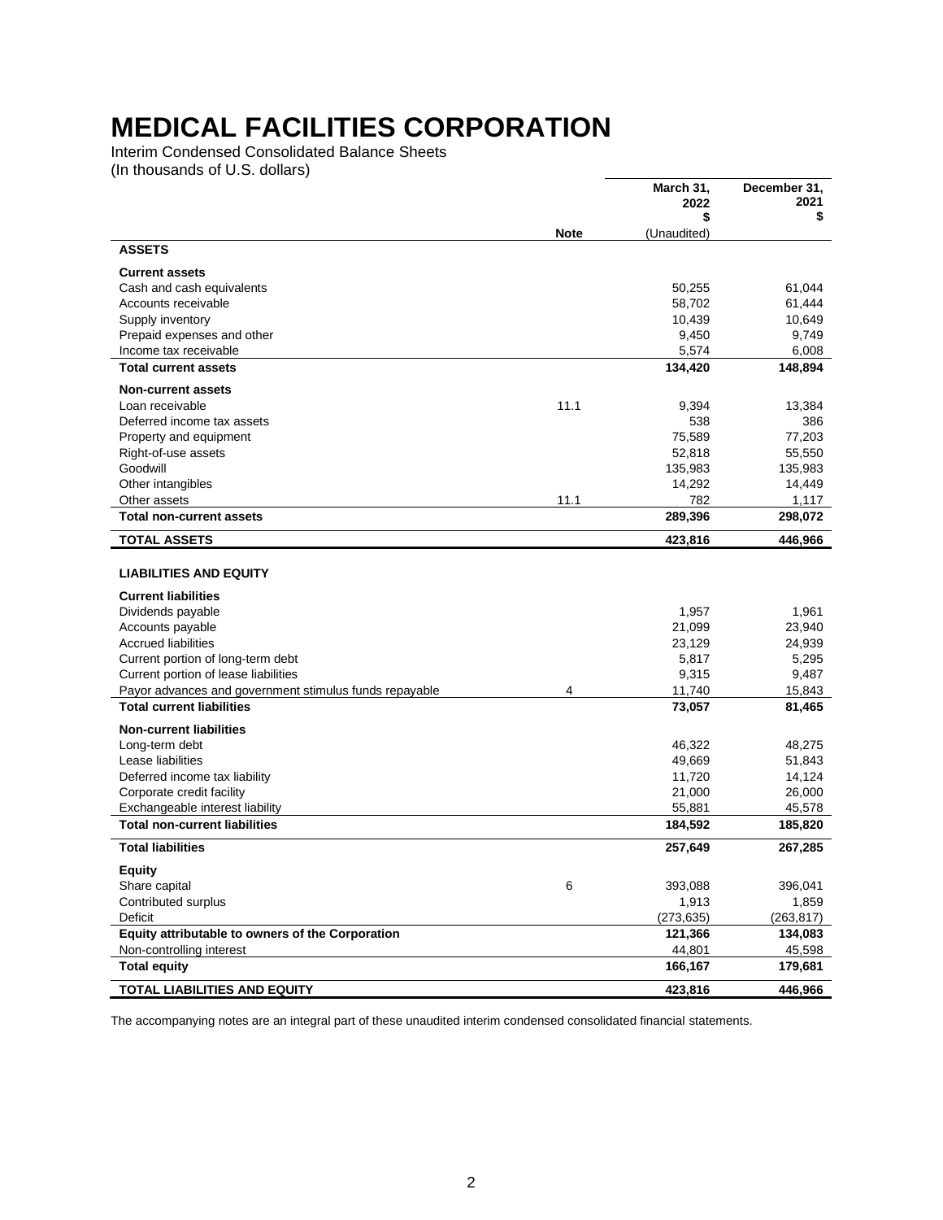# MEDICAL FACILITIES CORPORATION

Interim Condensed Consolidated Balance Sheets
(In thousands of U.S. dollars)

| | Note | March 31, 2022 $ (Unaudited) | December 31, 2021 $ |
|---|---|---|---|
| **ASSETS** | | | |
| **Current assets** | | | |
| Cash and cash equivalents | | 50,255 | 61,044 |
| Accounts receivable | | 58,702 | 61,444 |
| Supply inventory | | 10,439 | 10,649 |
| Prepaid expenses and other | | 9,450 | 9,749 |
| Income tax receivable | | 5,574 | 6,008 |
| **Total current assets** | | **134,420** | **148,894** |
| **Non-current assets** | | | |
| Loan receivable | 11.1 | 9,394 | 13,384 |
| Deferred income tax assets | | 538 | 386 |
| Property and equipment | | 75,589 | 77,203 |
| Right-of-use assets | | 52,818 | 55,550 |
| Goodwill | | 135,983 | 135,983 |
| Other intangibles | | 14,292 | 14,449 |
| Other assets | 11.1 | 782 | 1,117 |
| **Total non-current assets** | | **289,396** | **298,072** |
| **TOTAL ASSETS** | | **423,816** | **446,966** |
| **LIABILITIES AND EQUITY** | | | |
| **Current liabilities** | | | |
| Dividends payable | | 1,957 | 1,961 |
| Accounts payable | | 21,099 | 23,940 |
| Accrued liabilities | | 23,129 | 24,939 |
| Current portion of long-term debt | | 5,817 | 5,295 |
| Current portion of lease liabilities | | 9,315 | 9,487 |
| Payor advances and government stimulus funds repayable | 4 | 11,740 | 15,843 |
| **Total current liabilities** | | **73,057** | **81,465** |
| **Non-current liabilities** | | | |
| Long-term debt | | 46,322 | 48,275 |
| Lease liabilities | | 49,669 | 51,843 |
| Deferred income tax liability | | 11,720 | 14,124 |
| Corporate credit facility | | 21,000 | 26,000 |
| Exchangeable interest liability | | 55,881 | 45,578 |
| **Total non-current liabilities** | | **184,592** | **185,820** |
| **Total liabilities** | | **257,649** | **267,285** |
| **Equity** | | | |
| Share capital | 6 | 393,088 | 396,041 |
| Contributed surplus | | 1,913 | 1,859 |
| Deficit | | (273,635) | (263,817) |
| **Equity attributable to owners of the Corporation** | | **121,366** | **134,083** |
| Non-controlling interest | | 44,801 | 45,598 |
| **Total equity** | | **166,167** | **179,681** |
| **TOTAL LIABILITIES AND EQUITY** | | **423,816** | **446,966** |

The accompanying notes are an integral part of these unaudited interim condensed consolidated financial statements.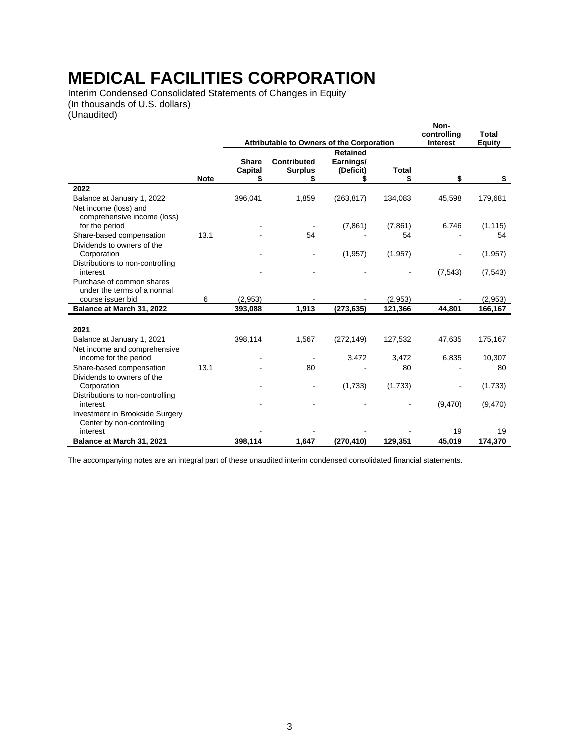# MEDICAL FACILITIES CORPORATION

Interim Condensed Consolidated Statements of Changes in Equity
(In thousands of U.S. dollars)
(Unaudited)

| | | Attributable to Owners of the Corporation | | | | Non-controlling Interest | Total Equity |
|---|---|---|---|---|---|---|---|
| | Note | Share Capital $ | Contributed Surplus $ | Retained Earnings/ (Deficit) $ | Total $ | $ | $ |
| **2022** | | | | | | | |
| Balance at January 1, 2022 | | 396,041 | 1,859 | (263,817) | 134,083 | 45,598 | 179,681 |
| Net income (loss) and comprehensive income (loss) for the period | | - | - | (7,861) | (7,861) | 6,746 | (1,115) |
| Share-based compensation | 13.1 | - | 54 | - | 54 | - | 54 |
| Dividends to owners of the Corporation | | - | - | (1,957) | (1,957) | - | (1,957) |
| Distributions to non-controlling interest | | - | - | - | - | (7,543) | (7,543) |
| Purchase of common shares under the terms of a normal course issuer bid | 6 | (2,953) | - | - | (2,953) | - | (2,953) |
| **Balance at March 31, 2022** | | **393,088** | **1,913** | **(273,635)** | **121,366** | **44,801** | **166,167** |
| | | | | | | | |
| **2021** | | | | | | | |
| Balance at January 1, 2021 | | 398,114 | 1,567 | (272,149) | 127,532 | 47,635 | 175,167 |
| Net income and comprehensive income for the period | | - | - | 3,472 | 3,472 | 6,835 | 10,307 |
| Share-based compensation | 13.1 | - | 80 | - | 80 | - | 80 |
| Dividends to owners of the Corporation | | - | - | (1,733) | (1,733) | - | (1,733) |
| Distributions to non-controlling interest | | - | - | - | - | (9,470) | (9,470) |
| Investment in Brookside Surgery Center by non-controlling interest | | - | - | - | - | 19 | 19 |
| **Balance at March 31, 2021** | | **398,114** | **1,647** | **(270,410)** | **129,351** | **45,019** | **174,370** |

The accompanying notes are an integral part of these unaudited interim condensed consolidated financial statements.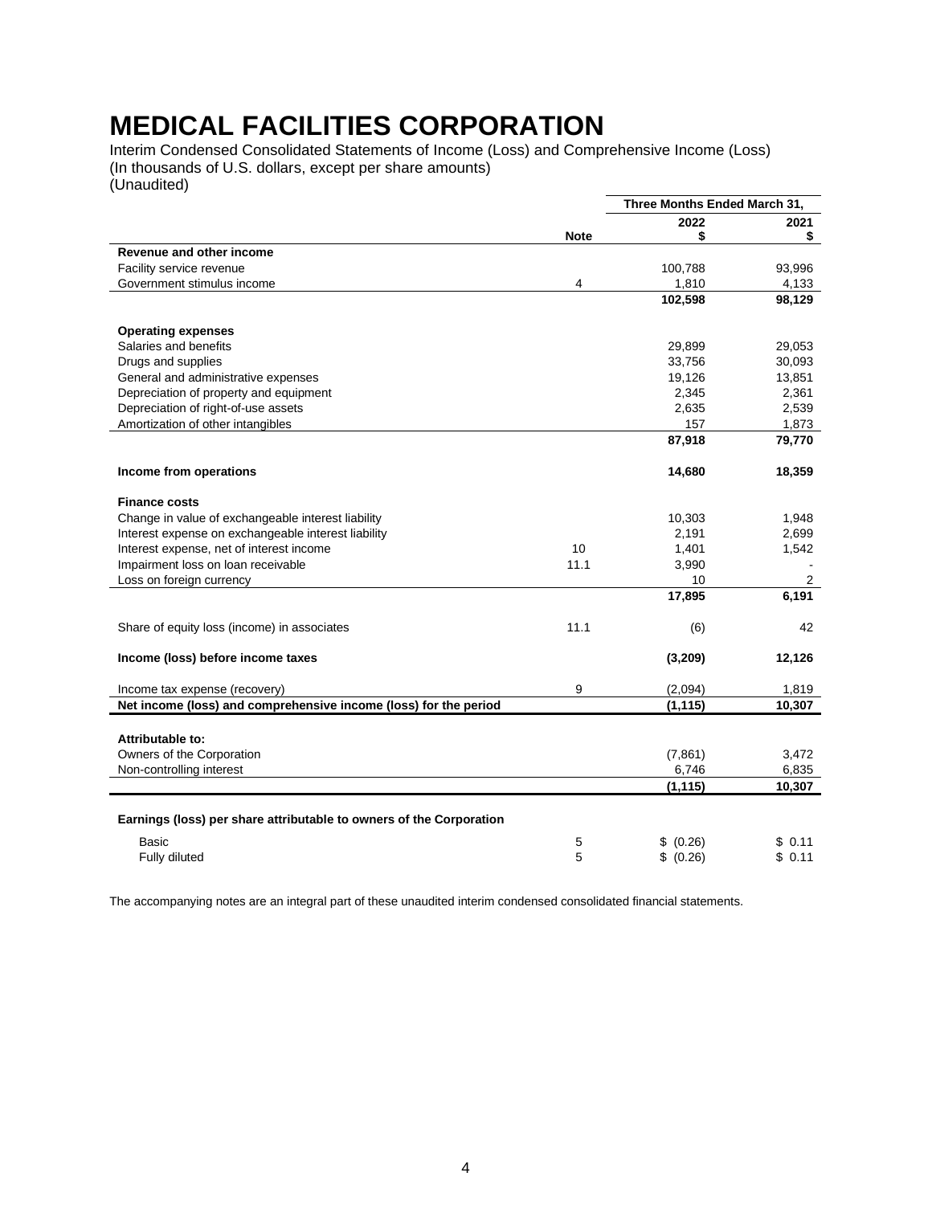# MEDICAL FACILITIES CORPORATION

Interim Condensed Consolidated Statements of Income (Loss) and Comprehensive Income (Loss)
(In thousands of U.S. dollars, except per share amounts)
(Unaudited)

| | | Three Months Ended March 31, | |
|---|---|---|---|
| | Note | 2022 $ | 2021 $ |
| **Revenue and other income** | | | |
| Facility service revenue | | 100,788 | 93,996 |
| Government stimulus income | 4 | 1,810 | 4,133 |
| | | **102,598** | **98,129** |
| **Operating expenses** | | | |
| Salaries and benefits | | 29,899 | 29,053 |
| Drugs and supplies | | 33,756 | 30,093 |
| General and administrative expenses | | 19,126 | 13,851 |
| Depreciation of property and equipment | | 2,345 | 2,361 |
| Depreciation of right-of-use assets | | 2,635 | 2,539 |
| Amortization of other intangibles | | 157 | 1,873 |
| | | **87,918** | **79,770** |
| **Income from operations** | | **14,680** | **18,359** |
| **Finance costs** | | | |
| Change in value of exchangeable interest liability | | 10,303 | 1,948 |
| Interest expense on exchangeable interest liability | | 2,191 | 2,699 |
| Interest expense, net of interest income | 10 | 1,401 | 1,542 |
| Impairment loss on loan receivable | 11.1 | 3,990 | - |
| Loss on foreign currency | | 10 | 2 |
| | | **17,895** | **6,191** |
| Share of equity loss (income) in associates | 11.1 | (6) | 42 |
| **Income (loss) before income taxes** | | **(3,209)** | **12,126** |
| Income tax expense (recovery) | 9 | (2,094) | 1,819 |
| **Net income (loss) and comprehensive income (loss) for the period** | | **(1,115)** | **10,307** |
| **Attributable to:** | | | |
| Owners of the Corporation | | (7,861) | 3,472 |
| Non-controlling interest | | 6,746 | 6,835 |
| | | **(1,115)** | **10,307** |
| **Earnings (loss) per share attributable to owners of the Corporation** | | | |
| Basic | 5 | $ (0.26) | $ 0.11 |
| Fully diluted | 5 | $ (0.26) | $ 0.11 |

The accompanying notes are an integral part of these unaudited interim condensed consolidated financial statements.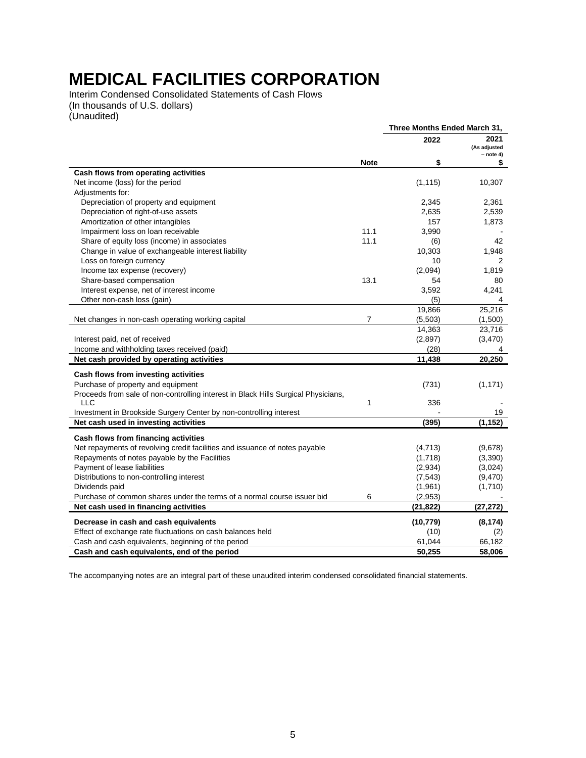# MEDICAL FACILITIES CORPORATION

Interim Condensed Consolidated Statements of Cash Flows
(In thousands of U.S. dollars)
(Unaudited)

| | | Three Months Ended March 31, | |
|---|---|---|---|
| | | 2022 | 2021 (As adjusted – note 4) |
| | Note | $ | $ |
| **Cash flows from operating activities** | | | |
| Net income (loss) for the period | | (1,115) | 10,307 |
| Adjustments for: | | | |
| Depreciation of property and equipment | | 2,345 | 2,361 |
| Depreciation of right-of-use assets | | 2,635 | 2,539 |
| Amortization of other intangibles | | 157 | 1,873 |
| Impairment loss on loan receivable | 11.1 | 3,990 | - |
| Share of equity loss (income) in associates | 11.1 | (6) | 42 |
| Change in value of exchangeable interest liability | | 10,303 | 1,948 |
| Loss on foreign currency | | 10 | 2 |
| Income tax expense (recovery) | | (2,094) | 1,819 |
| Share-based compensation | 13.1 | 54 | 80 |
| Interest expense, net of interest income | | 3,592 | 4,241 |
| Other non-cash loss (gain) | | (5) | 4 |
| | | 19,866 | 25,216 |
| Net changes in non-cash operating working capital | 7 | (5,503) | (1,500) |
| | | 14,363 | 23,716 |
| Interest paid, net of received | | (2,897) | (3,470) |
| Income and withholding taxes received (paid) | | (28) | 4 |
| **Net cash provided by operating activities** | | **11,438** | **20,250** |
| **Cash flows from investing activities** | | | |
| Purchase of property and equipment | | (731) | (1,171) |
| Proceeds from sale of non-controlling interest in Black Hills Surgical Physicians, LLC | 1 | 336 | - |
| Investment in Brookside Surgery Center by non-controlling interest | | - | 19 |
| **Net cash used in investing activities** | | **(395)** | **(1,152)** |
| **Cash flows from financing activities** | | | |
| Net repayments of revolving credit facilities and issuance of notes payable | | (4,713) | (9,678) |
| Repayments of notes payable by the Facilities | | (1,718) | (3,390) |
| Payment of lease liabilities | | (2,934) | (3,024) |
| Distributions to non-controlling interest | | (7,543) | (9,470) |
| Dividends paid | | (1,961) | (1,710) |
| Purchase of common shares under the terms of a normal course issuer bid | 6 | (2,953) | - |
| **Net cash used in financing activities** | | **(21,822)** | **(27,272)** |
| **Decrease in cash and cash equivalents** | | **(10,779)** | **(8,174)** |
| Effect of exchange rate fluctuations on cash balances held | | (10) | (2) |
| Cash and cash equivalents, beginning of the period | | 61,044 | 66,182 |
| **Cash and cash equivalents, end of the period** | | **50,255** | **58,006** |

The accompanying notes are an integral part of these unaudited interim condensed consolidated financial statements.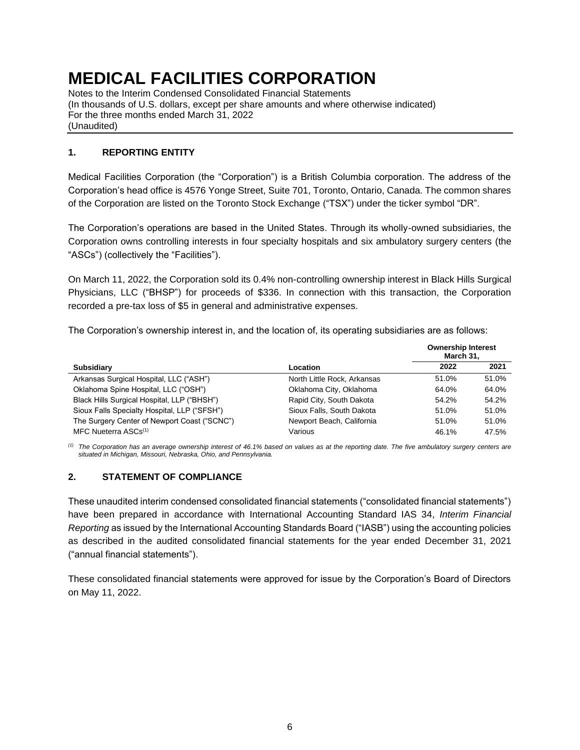# MEDICAL FACILITIES CORPORATION

Notes to the Interim Condensed Consolidated Financial Statements
(In thousands of U.S. dollars, except per share amounts and where otherwise indicated)
For the three months ended March 31, 2022
(Unaudited)

## 1. REPORTING ENTITY

Medical Facilities Corporation (the "Corporation") is a British Columbia corporation. The address of the Corporation's head office is 4576 Yonge Street, Suite 701, Toronto, Ontario, Canada. The common shares of the Corporation are listed on the Toronto Stock Exchange ("TSX") under the ticker symbol "DR".

The Corporation's operations are based in the United States. Through its wholly-owned subsidiaries, the Corporation owns controlling interests in four specialty hospitals and six ambulatory surgery centers (the "ASCs") (collectively the "Facilities").

On March 11, 2022, the Corporation sold its 0.4% non-controlling ownership interest in Black Hills Surgical Physicians, LLC ("BHSP") for proceeds of $336. In connection with this transaction, the Corporation recorded a pre-tax loss of $5 in general and administrative expenses.

The Corporation's ownership interest in, and the location of, its operating subsidiaries are as follows:

| | | Ownership Interest March 31, | |
|---|---|---|---|
| **Subsidiary** | **Location** | **2022** | **2021** |
| Arkansas Surgical Hospital, LLC ("ASH") | North Little Rock, Arkansas | 51.0% | 51.0% |
| Oklahoma Spine Hospital, LLC ("OSH") | Oklahoma City, Oklahoma | 64.0% | 64.0% |
| Black Hills Surgical Hospital, LLP ("BHSH") | Rapid City, South Dakota | 54.2% | 54.2% |
| Sioux Falls Specialty Hospital, LLP ("SFSH") | Sioux Falls, South Dakota | 51.0% | 51.0% |
| The Surgery Center of Newport Coast ("SCNC") | Newport Beach, California | 51.0% | 51.0% |
| MFC Nueterra ASCs[(1)] | Various | 46.1% | 47.5% |

*[(1)] The Corporation has an average ownership interest of 46.1% based on values as at the reporting date. The five ambulatory surgery centers are situated in Michigan, Missouri, Nebraska, Ohio, and Pennsylvania.*

## 2. STATEMENT OF COMPLIANCE

These unaudited interim condensed consolidated financial statements ("consolidated financial statements") have been prepared in accordance with International Accounting Standard IAS 34, *Interim Financial Reporting* as issued by the International Accounting Standards Board ("IASB") using the accounting policies as described in the audited consolidated financial statements for the year ended December 31, 2021 ("annual financial statements").

These consolidated financial statements were approved for issue by the Corporation's Board of Directors on May 11, 2022.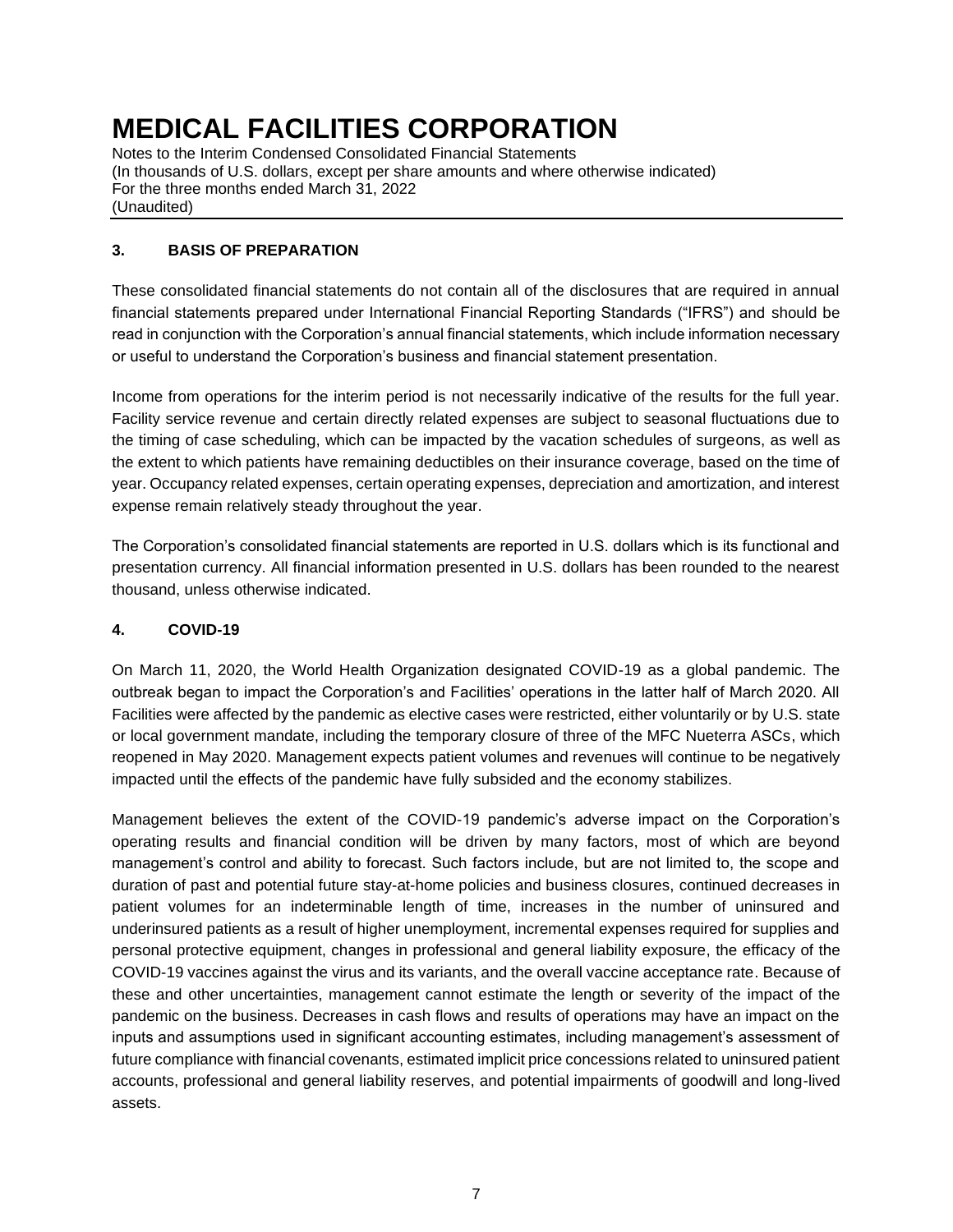# MEDICAL FACILITIES CORPORATION

Notes to the Interim Condensed Consolidated Financial Statements
(In thousands of U.S. dollars, except per share amounts and where otherwise indicated)
For the three months ended March 31, 2022
(Unaudited)

## 3. BASIS OF PREPARATION

These consolidated financial statements do not contain all of the disclosures that are required in annual financial statements prepared under International Financial Reporting Standards ("IFRS") and should be read in conjunction with the Corporation's annual financial statements, which include information necessary or useful to understand the Corporation's business and financial statement presentation.

Income from operations for the interim period is not necessarily indicative of the results for the full year. Facility service revenue and certain directly related expenses are subject to seasonal fluctuations due to the timing of case scheduling, which can be impacted by the vacation schedules of surgeons, as well as the extent to which patients have remaining deductibles on their insurance coverage, based on the time of year. Occupancy related expenses, certain operating expenses, depreciation and amortization, and interest expense remain relatively steady throughout the year.

The Corporation's consolidated financial statements are reported in U.S. dollars which is its functional and presentation currency. All financial information presented in U.S. dollars has been rounded to the nearest thousand, unless otherwise indicated.

## 4. COVID-19

On March 11, 2020, the World Health Organization designated COVID-19 as a global pandemic. The outbreak began to impact the Corporation's and Facilities' operations in the latter half of March 2020. All Facilities were affected by the pandemic as elective cases were restricted, either voluntarily or by U.S. state or local government mandate, including the temporary closure of three of the MFC Nueterra ASCs, which reopened in May 2020. Management expects patient volumes and revenues will continue to be negatively impacted until the effects of the pandemic have fully subsided and the economy stabilizes.

Management believes the extent of the COVID-19 pandemic's adverse impact on the Corporation's operating results and financial condition will be driven by many factors, most of which are beyond management's control and ability to forecast. Such factors include, but are not limited to, the scope and duration of past and potential future stay-at-home policies and business closures, continued decreases in patient volumes for an indeterminable length of time, increases in the number of uninsured and underinsured patients as a result of higher unemployment, incremental expenses required for supplies and personal protective equipment, changes in professional and general liability exposure, the efficacy of the COVID-19 vaccines against the virus and its variants, and the overall vaccine acceptance rate. Because of these and other uncertainties, management cannot estimate the length or severity of the impact of the pandemic on the business. Decreases in cash flows and results of operations may have an impact on the inputs and assumptions used in significant accounting estimates, including management's assessment of future compliance with financial covenants, estimated implicit price concessions related to uninsured patient accounts, professional and general liability reserves, and potential impairments of goodwill and long-lived assets.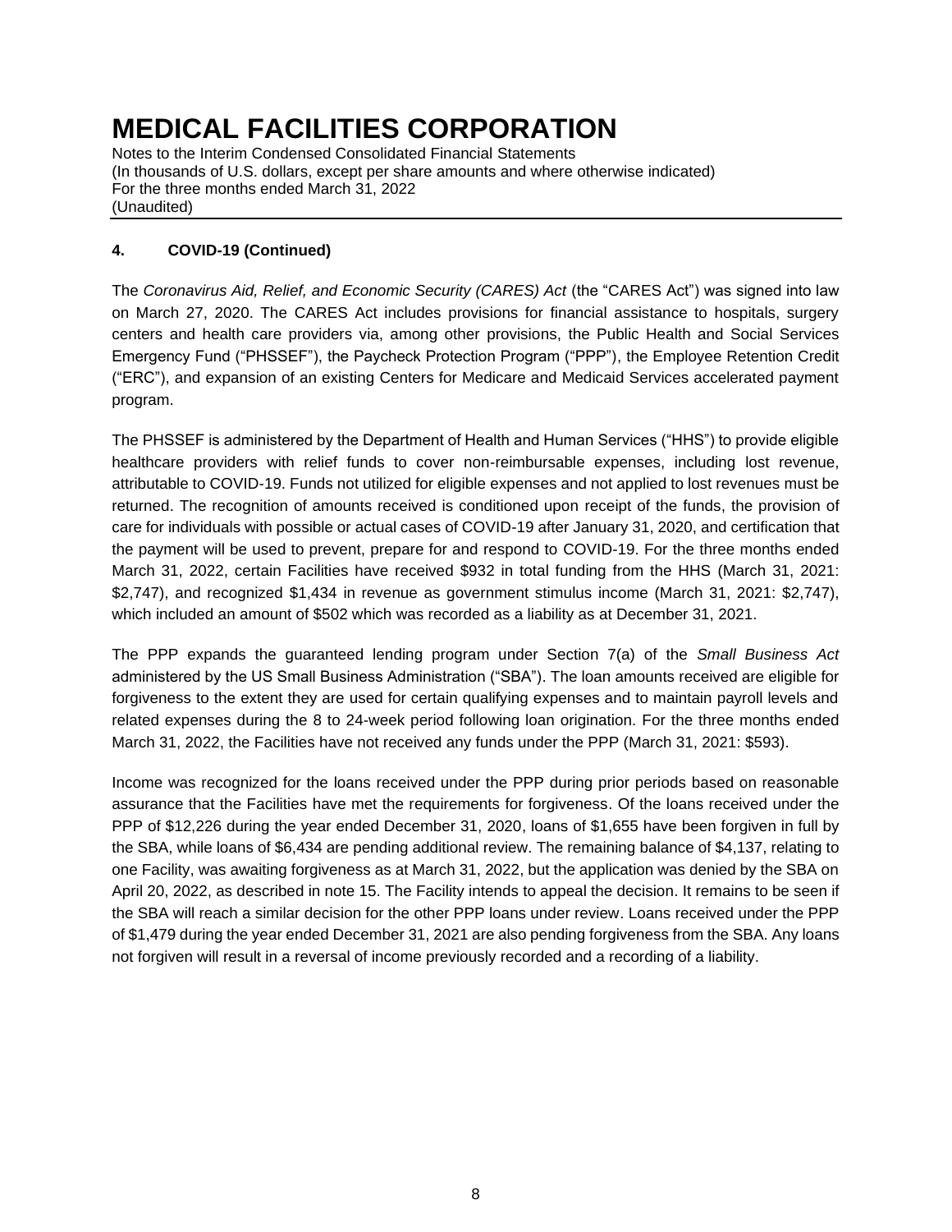## 4. COVID-19 (Continued)

The *Coronavirus Aid, Relief, and Economic Security (CARES) Act* (the "CARES Act") was signed into law on March 27, 2020. The CARES Act includes provisions for financial assistance to hospitals, surgery centers and health care providers via, among other provisions, the Public Health and Social Services Emergency Fund ("PHSSEF"), the Paycheck Protection Program ("PPP"), the Employee Retention Credit ("ERC"), and expansion of an existing Centers for Medicare and Medicaid Services accelerated payment program.

The PHSSEF is administered by the Department of Health and Human Services ("HHS") to provide eligible healthcare providers with relief funds to cover non-reimbursable expenses, including lost revenue, attributable to COVID-19. Funds not utilized for eligible expenses and not applied to lost revenues must be returned. The recognition of amounts received is conditioned upon receipt of the funds, the provision of care for individuals with possible or actual cases of COVID-19 after January 31, 2020, and certification that the payment will be used to prevent, prepare for and respond to COVID-19. For the three months ended March 31, 2022, certain Facilities have received $932 in total funding from the HHS (March 31, 2021: $2,747), and recognized $1,434 in revenue as government stimulus income (March 31, 2021: $2,747), which included an amount of $502 which was recorded as a liability as at December 31, 2021.

The PPP expands the guaranteed lending program under Section 7(a) of the *Small Business Act* administered by the US Small Business Administration ("SBA"). The loan amounts received are eligible for forgiveness to the extent they are used for certain qualifying expenses and to maintain payroll levels and related expenses during the 8 to 24-week period following loan origination. For the three months ended March 31, 2022, the Facilities have not received any funds under the PPP (March 31, 2021: $593).

Income was recognized for the loans received under the PPP during prior periods based on reasonable assurance that the Facilities have met the requirements for forgiveness. Of the loans received under the PPP of $12,226 during the year ended December 31, 2020, loans of $1,655 have been forgiven in full by the SBA, while loans of $6,434 are pending additional review. The remaining balance of $4,137, relating to one Facility, was awaiting forgiveness as at March 31, 2022, but the application was denied by the SBA on April 20, 2022, as described in note 15. The Facility intends to appeal the decision. It remains to be seen if the SBA will reach a similar decision for the other PPP loans under review. Loans received under the PPP of $1,479 during the year ended December 31, 2021 are also pending forgiveness from the SBA. Any loans not forgiven will result in a reversal of income previously recorded and a recording of a liability.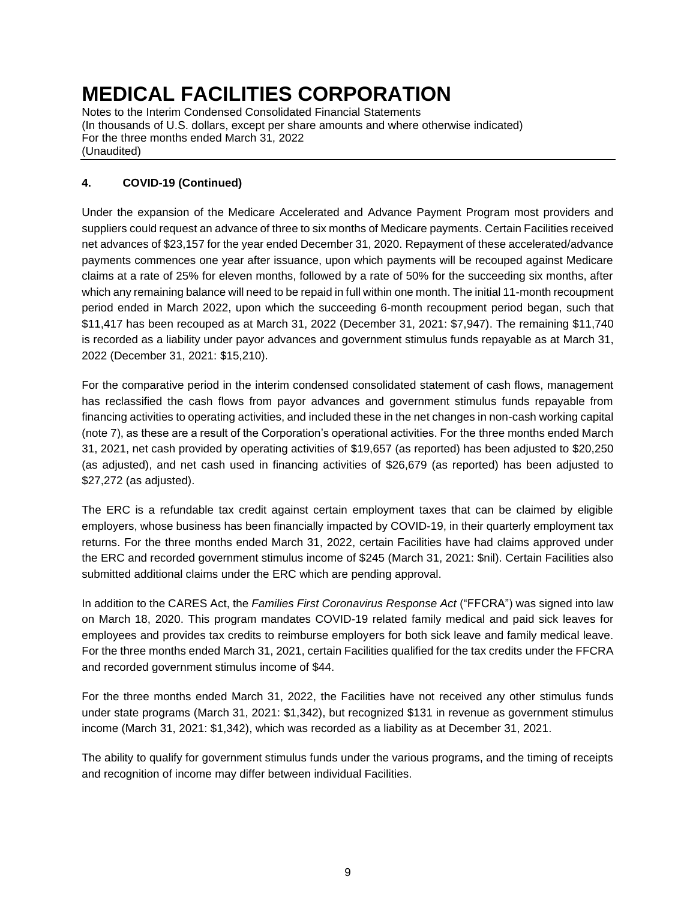## 4. COVID-19 (Continued)

Under the expansion of the Medicare Accelerated and Advance Payment Program most providers and suppliers could request an advance of three to six months of Medicare payments. Certain Facilities received net advances of $23,157 for the year ended December 31, 2020. Repayment of these accelerated/advance payments commences one year after issuance, upon which payments will be recouped against Medicare claims at a rate of 25% for eleven months, followed by a rate of 50% for the succeeding six months, after which any remaining balance will need to be repaid in full within one month. The initial 11-month recoupment period ended in March 2022, upon which the succeeding 6-month recoupment period began, such that $11,417 has been recouped as at March 31, 2022 (December 31, 2021: $7,947). The remaining $11,740 is recorded as a liability under payor advances and government stimulus funds repayable as at March 31, 2022 (December 31, 2021: $15,210).

For the comparative period in the interim condensed consolidated statement of cash flows, management has reclassified the cash flows from payor advances and government stimulus funds repayable from financing activities to operating activities, and included these in the net changes in non-cash working capital (note 7), as these are a result of the Corporation's operational activities. For the three months ended March 31, 2021, net cash provided by operating activities of $19,657 (as reported) has been adjusted to $20,250 (as adjusted), and net cash used in financing activities of $26,679 (as reported) has been adjusted to $27,272 (as adjusted).

The ERC is a refundable tax credit against certain employment taxes that can be claimed by eligible employers, whose business has been financially impacted by COVID-19, in their quarterly employment tax returns. For the three months ended March 31, 2022, certain Facilities have had claims approved under the ERC and recorded government stimulus income of $245 (March 31, 2021: $nil). Certain Facilities also submitted additional claims under the ERC which are pending approval.

In addition to the CARES Act, the *Families First Coronavirus Response Act* ("FFCRA") was signed into law on March 18, 2020. This program mandates COVID-19 related family medical and paid sick leaves for employees and provides tax credits to reimburse employers for both sick leave and family medical leave. For the three months ended March 31, 2021, certain Facilities qualified for the tax credits under the FFCRA and recorded government stimulus income of $44.

For the three months ended March 31, 2022, the Facilities have not received any other stimulus funds under state programs (March 31, 2021: $1,342), but recognized $131 in revenue as government stimulus income (March 31, 2021: $1,342), which was recorded as a liability as at December 31, 2021.

The ability to qualify for government stimulus funds under the various programs, and the timing of receipts and recognition of income may differ between individual Facilities.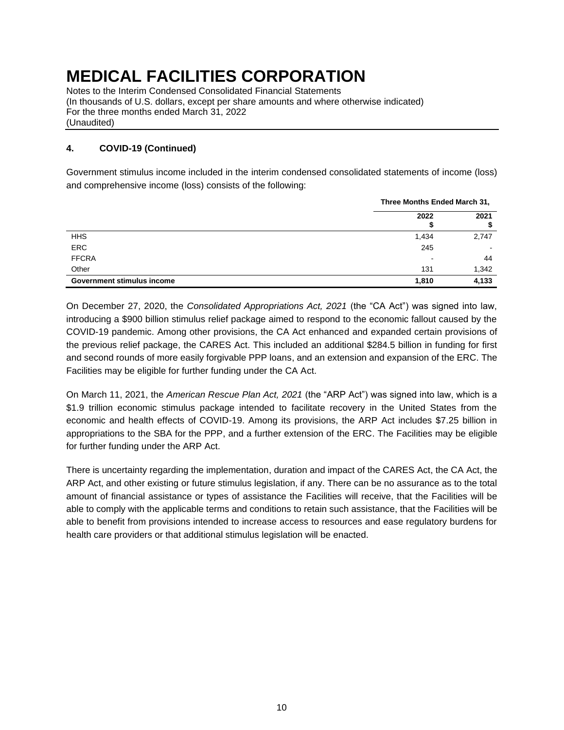# MEDICAL FACILITIES CORPORATION

Notes to the Interim Condensed Consolidated Financial Statements
(In thousands of U.S. dollars, except per share amounts and where otherwise indicated)
For the three months ended March 31, 2022
(Unaudited)

**4. COVID-19 (Continued)**

Government stimulus income included in the interim condensed consolidated statements of income (loss) and comprehensive income (loss) consists of the following:

| | Three Months Ended March 31, | |
|---|---|---|
| | **2022 $** | **2021 $** |
| HHS | 1,434 | 2,747 |
| ERC | 245 | - |
| FFCRA | - | 44 |
| Other | 131 | 1,342 |
| **Government stimulus income** | **1,810** | **4,133** |

On December 27, 2020, the *Consolidated Appropriations Act, 2021* (the "CA Act") was signed into law, introducing a $900 billion stimulus relief package aimed to respond to the economic fallout caused by the COVID-19 pandemic. Among other provisions, the CA Act enhanced and expanded certain provisions of the previous relief package, the CARES Act. This included an additional $284.5 billion in funding for first and second rounds of more easily forgivable PPP loans, and an extension and expansion of the ERC. The Facilities may be eligible for further funding under the CA Act.

On March 11, 2021, the *American Rescue Plan Act, 2021* (the "ARP Act") was signed into law, which is a $1.9 trillion economic stimulus package intended to facilitate recovery in the United States from the economic and health effects of COVID-19. Among its provisions, the ARP Act includes $7.25 billion in appropriations to the SBA for the PPP, and a further extension of the ERC. The Facilities may be eligible for further funding under the ARP Act.

There is uncertainty regarding the implementation, duration and impact of the CARES Act, the CA Act, the ARP Act, and other existing or future stimulus legislation, if any. There can be no assurance as to the total amount of financial assistance or types of assistance the Facilities will receive, that the Facilities will be able to comply with the applicable terms and conditions to retain such assistance, that the Facilities will be able to benefit from provisions intended to increase access to resources and ease regulatory burdens for health care providers or that additional stimulus legislation will be enacted.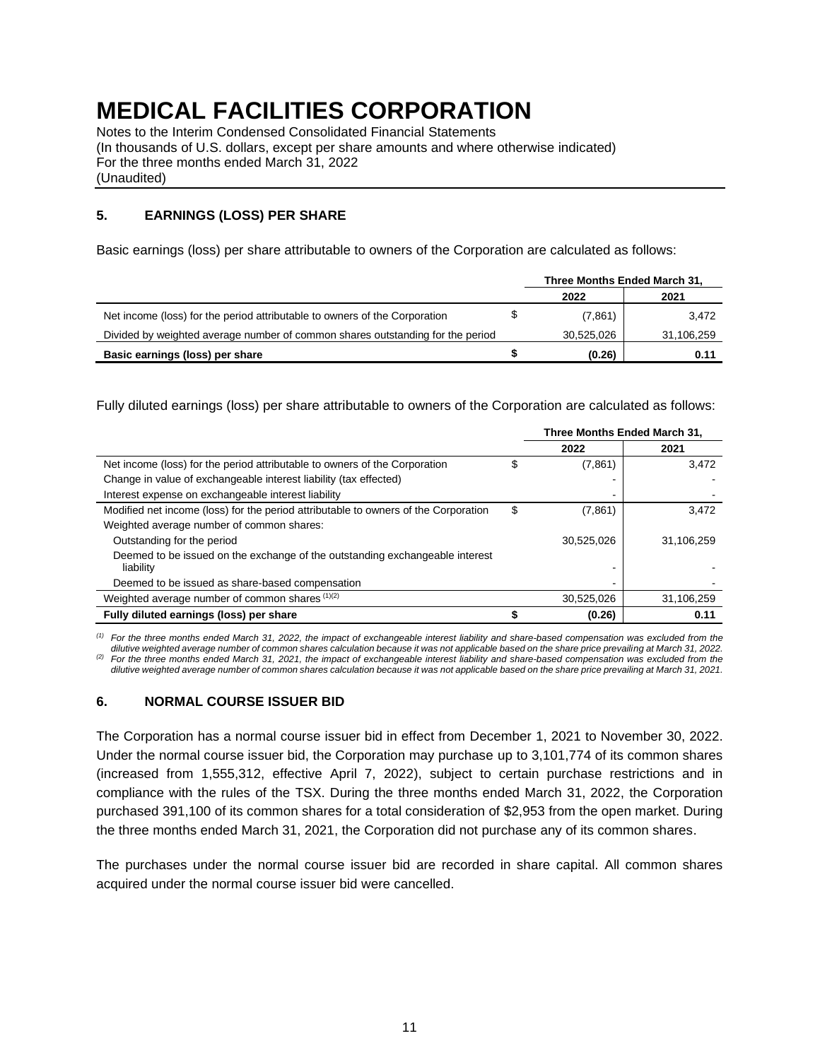# MEDICAL FACILITIES CORPORATION

Notes to the Interim Condensed Consolidated Financial Statements
(In thousands of U.S. dollars, except per share amounts and where otherwise indicated)
For the three months ended March 31, 2022
(Unaudited)

## 5. EARNINGS (LOSS) PER SHARE

Basic earnings (loss) per share attributable to owners of the Corporation are calculated as follows:

| | | Three Months Ended March 31, | |
|---|---|---|---|
| | | 2022 | 2021 |
| Net income (loss) for the period attributable to owners of the Corporation | $ | (7,861) | 3,472 |
| Divided by weighted average number of common shares outstanding for the period | | 30,525,026 | 31,106,259 |
| **Basic earnings (loss) per share** | **$** | **(0.26)** | **0.11** |

Fully diluted earnings (loss) per share attributable to owners of the Corporation are calculated as follows:

| | | Three Months Ended March 31, | |
|---|---|---|---|
| | | 2022 | 2021 |
| Net income (loss) for the period attributable to owners of the Corporation | $ | (7,861) | 3,472 |
| Change in value of exchangeable interest liability (tax effected) | | - | - |
| Interest expense on exchangeable interest liability | | - | - |
| Modified net income (loss) for the period attributable to owners of the Corporation | $ | (7,861) | 3,472 |
| Weighted average number of common shares: | | | |
| Outstanding for the period | | 30,525,026 | 31,106,259 |
| Deemed to be issued on the exchange of the outstanding exchangeable interest liability | | - | - |
| Deemed to be issued as share-based compensation | | - | - |
| Weighted average number of common shares [(1)(2)] | | 30,525,026 | 31,106,259 |
| **Fully diluted earnings (loss) per share** | **$** | **(0.26)** | **0.11** |

*[(1)] For the three months ended March 31, 2022, the impact of exchangeable interest liability and share-based compensation was excluded from the dilutive weighted average number of common shares calculation because it was not applicable based on the share price prevailing at March 31, 2022.*
*[(2)] For the three months ended March 31, 2021, the impact of exchangeable interest liability and share-based compensation was excluded from the dilutive weighted average number of common shares calculation because it was not applicable based on the share price prevailing at March 31, 2021.*

## 6. NORMAL COURSE ISSUER BID

The Corporation has a normal course issuer bid in effect from December 1, 2021 to November 30, 2022. Under the normal course issuer bid, the Corporation may purchase up to 3,101,774 of its common shares (increased from 1,555,312, effective April 7, 2022), subject to certain purchase restrictions and in compliance with the rules of the TSX. During the three months ended March 31, 2022, the Corporation purchased 391,100 of its common shares for a total consideration of $2,953 from the open market. During the three months ended March 31, 2021, the Corporation did not purchase any of its common shares.

The purchases under the normal course issuer bid are recorded in share capital. All common shares acquired under the normal course issuer bid were cancelled.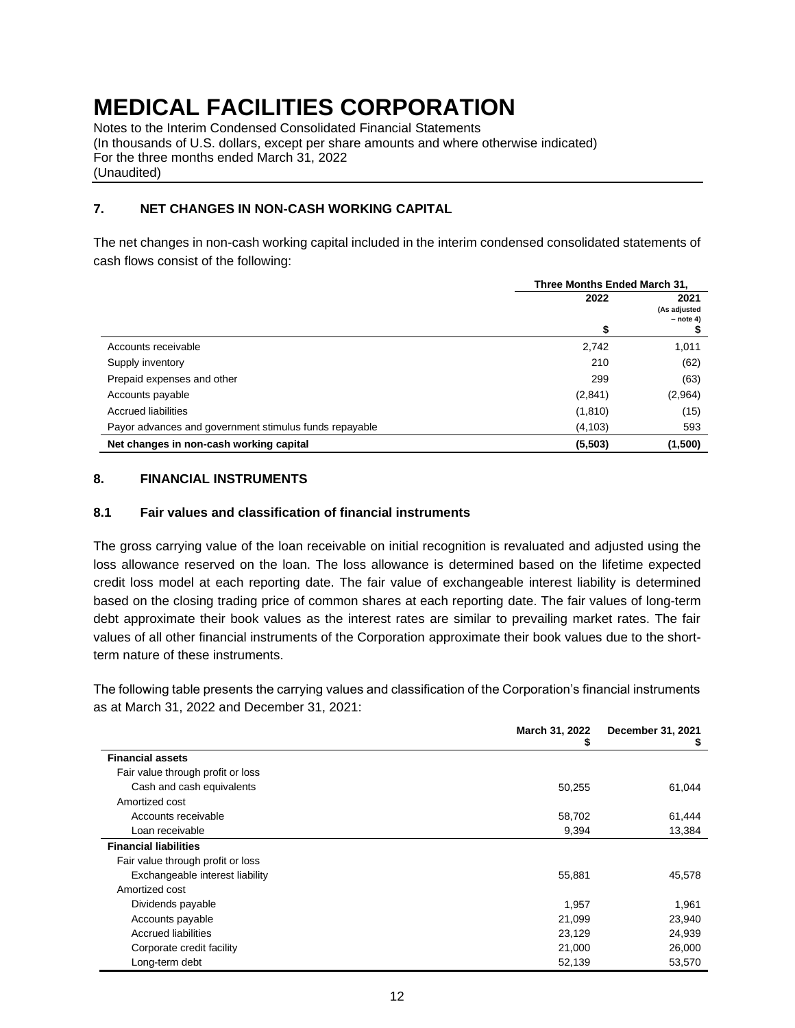# MEDICAL FACILITIES CORPORATION

Notes to the Interim Condensed Consolidated Financial Statements
(In thousands of U.S. dollars, except per share amounts and where otherwise indicated)
For the three months ended March 31, 2022
(Unaudited)

## 7. NET CHANGES IN NON-CASH WORKING CAPITAL

The net changes in non-cash working capital included in the interim condensed consolidated statements of cash flows consist of the following:

| | Three Months Ended March 31, | |
|---|---|---|
| | 2022 | 2021 (As adjusted – note 4) |
| | $ | $ |
| Accounts receivable | 2,742 | 1,011 |
| Supply inventory | 210 | (62) |
| Prepaid expenses and other | 299 | (63) |
| Accounts payable | (2,841) | (2,964) |
| Accrued liabilities | (1,810) | (15) |
| Payor advances and government stimulus funds repayable | (4,103) | 593 |
| **Net changes in non-cash working capital** | **(5,503)** | **(1,500)** |

## 8. FINANCIAL INSTRUMENTS

### 8.1 Fair values and classification of financial instruments

The gross carrying value of the loan receivable on initial recognition is revaluated and adjusted using the loss allowance reserved on the loan. The loss allowance is determined based on the lifetime expected credit loss model at each reporting date. The fair value of exchangeable interest liability is determined based on the closing trading price of common shares at each reporting date. The fair values of long-term debt approximate their book values as the interest rates are similar to prevailing market rates. The fair values of all other financial instruments of the Corporation approximate their book values due to the short-term nature of these instruments.

The following table presents the carrying values and classification of the Corporation's financial instruments as at March 31, 2022 and December 31, 2021:

| | March 31, 2022 $ | December 31, 2021 $ |
|---|---|---|
| **Financial assets** | | |
| Fair value through profit or loss | | |
| Cash and cash equivalents | 50,255 | 61,044 |
| Amortized cost | | |
| Accounts receivable | 58,702 | 61,444 |
| Loan receivable | 9,394 | 13,384 |
| **Financial liabilities** | | |
| Fair value through profit or loss | | |
| Exchangeable interest liability | 55,881 | 45,578 |
| Amortized cost | | |
| Dividends payable | 1,957 | 1,961 |
| Accounts payable | 21,099 | 23,940 |
| Accrued liabilities | 23,129 | 24,939 |
| Corporate credit facility | 21,000 | 26,000 |
| Long-term debt | 52,139 | 53,570 |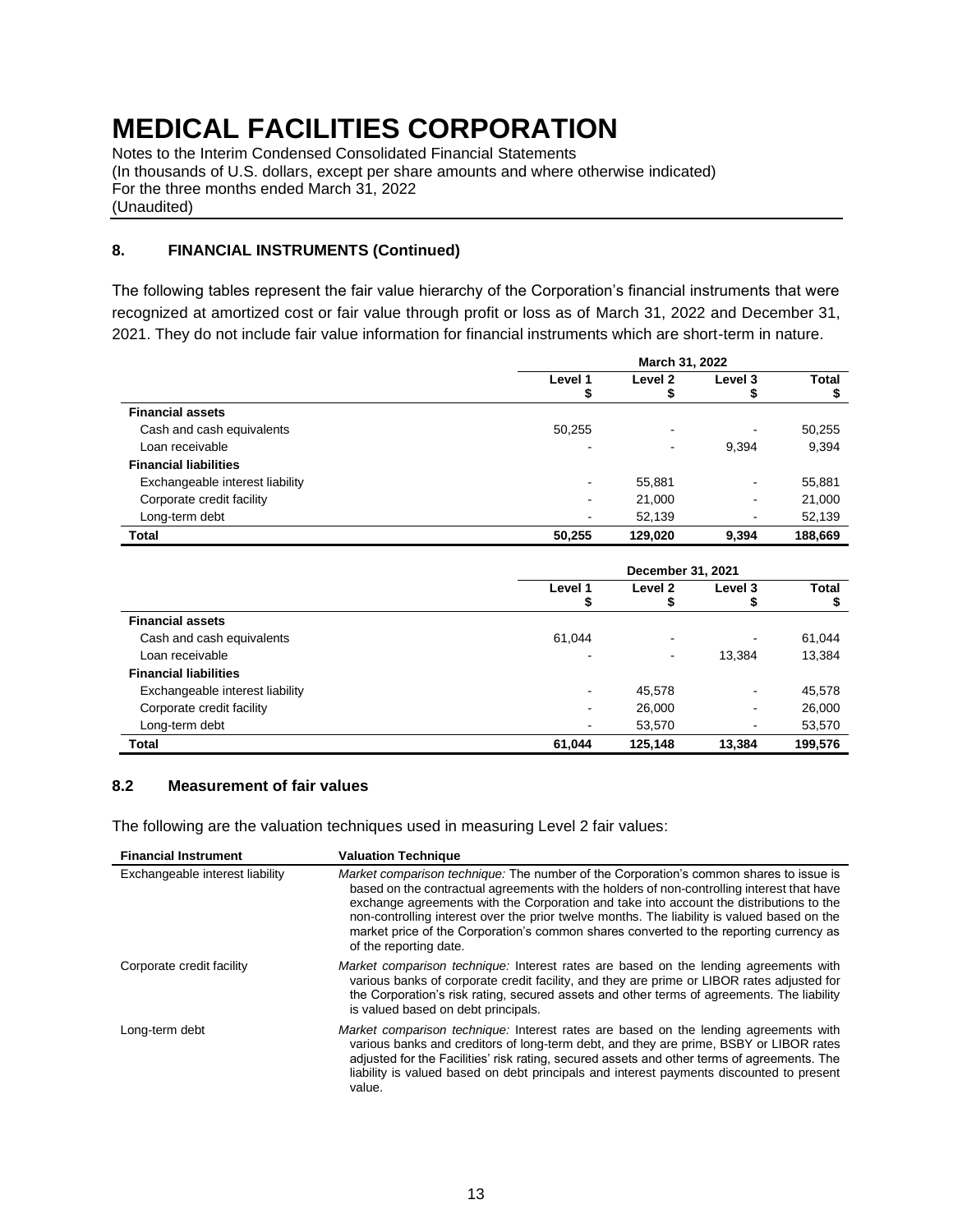# MEDICAL FACILITIES CORPORATION

Notes to the Interim Condensed Consolidated Financial Statements
(In thousands of U.S. dollars, except per share amounts and where otherwise indicated)
For the three months ended March 31, 2022
(Unaudited)

## 8. FINANCIAL INSTRUMENTS (Continued)

The following tables represent the fair value hierarchy of the Corporation's financial instruments that were recognized at amortized cost or fair value through profit or loss as of March 31, 2022 and December 31, 2021. They do not include fair value information for financial instruments which are short-term in nature.

| | March 31, 2022 | | | |
|---|---|---|---|---|
| | Level 1 $ | Level 2 $ | Level 3 $ | Total $ |
| **Financial assets** | | | | |
| Cash and cash equivalents | 50,255 | - | - | 50,255 |
| Loan receivable | - | - | 9,394 | 9,394 |
| **Financial liabilities** | | | | |
| Exchangeable interest liability | - | 55,881 | - | 55,881 |
| Corporate credit facility | - | 21,000 | - | 21,000 |
| Long-term debt | - | 52,139 | - | 52,139 |
| **Total** | **50,255** | **129,020** | **9,394** | **188,669** |

| | December 31, 2021 | | | |
|---|---|---|---|---|
| | Level 1 $ | Level 2 $ | Level 3 $ | Total $ |
| **Financial assets** | | | | |
| Cash and cash equivalents | 61,044 | - | - | 61,044 |
| Loan receivable | - | - | 13,384 | 13,384 |
| **Financial liabilities** | | | | |
| Exchangeable interest liability | - | 45,578 | - | 45,578 |
| Corporate credit facility | - | 26,000 | - | 26,000 |
| Long-term debt | - | 53,570 | - | 53,570 |
| **Total** | **61,044** | **125,148** | **13,384** | **199,576** |

### 8.2 Measurement of fair values

The following are the valuation techniques used in measuring Level 2 fair values:

| Financial Instrument | Valuation Technique |
|---|---|
| Exchangeable interest liability | *Market comparison technique:* The number of the Corporation's common shares to issue is based on the contractual agreements with the holders of non-controlling interest that have exchange agreements with the Corporation and take into account the distributions to the non-controlling interest over the prior twelve months. The liability is valued based on the market price of the Corporation's common shares converted to the reporting currency as of the reporting date. |
| Corporate credit facility | *Market comparison technique:* Interest rates are based on the lending agreements with various banks of corporate credit facility, and they are prime or LIBOR rates adjusted for the Corporation's risk rating, secured assets and other terms of agreements. The liability is valued based on debt principals. |
| Long-term debt | *Market comparison technique:* Interest rates are based on the lending agreements with various banks and creditors of long-term debt, and they are prime, BSBY or LIBOR rates adjusted for the Facilities' risk rating, secured assets and other terms of agreements. The liability is valued based on debt principals and interest payments discounted to present value. |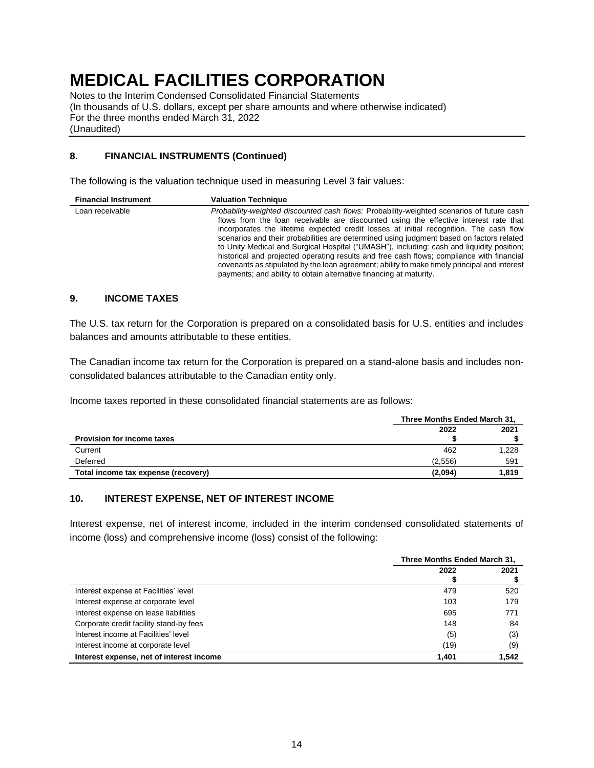# MEDICAL FACILITIES CORPORATION

Notes to the Interim Condensed Consolidated Financial Statements
(In thousands of U.S. dollars, except per share amounts and where otherwise indicated)
For the three months ended March 31, 2022
(Unaudited)

## 8. FINANCIAL INSTRUMENTS (Continued)

The following is the valuation technique used in measuring Level 3 fair values:

| Financial Instrument | Valuation Technique |
|---|---|
| Loan receivable | *Probability-weighted discounted cash flows:* Probability-weighted scenarios of future cash flows from the loan receivable are discounted using the effective interest rate that incorporates the lifetime expected credit losses at initial recognition. The cash flow scenarios and their probabilities are determined using judgment based on factors related to Unity Medical and Surgical Hospital ("UMASH"), including: cash and liquidity position; historical and projected operating results and free cash flows; compliance with financial covenants as stipulated by the loan agreement; ability to make timely principal and interest payments; and ability to obtain alternative financing at maturity. |

## 9. INCOME TAXES

The U.S. tax return for the Corporation is prepared on a consolidated basis for U.S. entities and includes balances and amounts attributable to these entities.

The Canadian income tax return for the Corporation is prepared on a stand-alone basis and includes non-consolidated balances attributable to the Canadian entity only.

Income taxes reported in these consolidated financial statements are as follows:

| | Three Months Ended March 31, | |
|---|---|---|
| **Provision for income taxes** | **2022 $** | **2021 $** |
| Current | 462 | 1,228 |
| Deferred | (2,556) | 591 |
| **Total income tax expense (recovery)** | **(2,094)** | **1,819** |

## 10. INTEREST EXPENSE, NET OF INTEREST INCOME

Interest expense, net of interest income, included in the interim condensed consolidated statements of income (loss) and comprehensive income (loss) consist of the following:

| | Three Months Ended March 31, | |
|---|---|---|
| | **2022 $** | **2021 $** |
| Interest expense at Facilities' level | 479 | 520 |
| Interest expense at corporate level | 103 | 179 |
| Interest expense on lease liabilities | 695 | 771 |
| Corporate credit facility stand-by fees | 148 | 84 |
| Interest income at Facilities' level | (5) | (3) |
| Interest income at corporate level | (19) | (9) |
| **Interest expense, net of interest income** | **1,401** | **1,542** |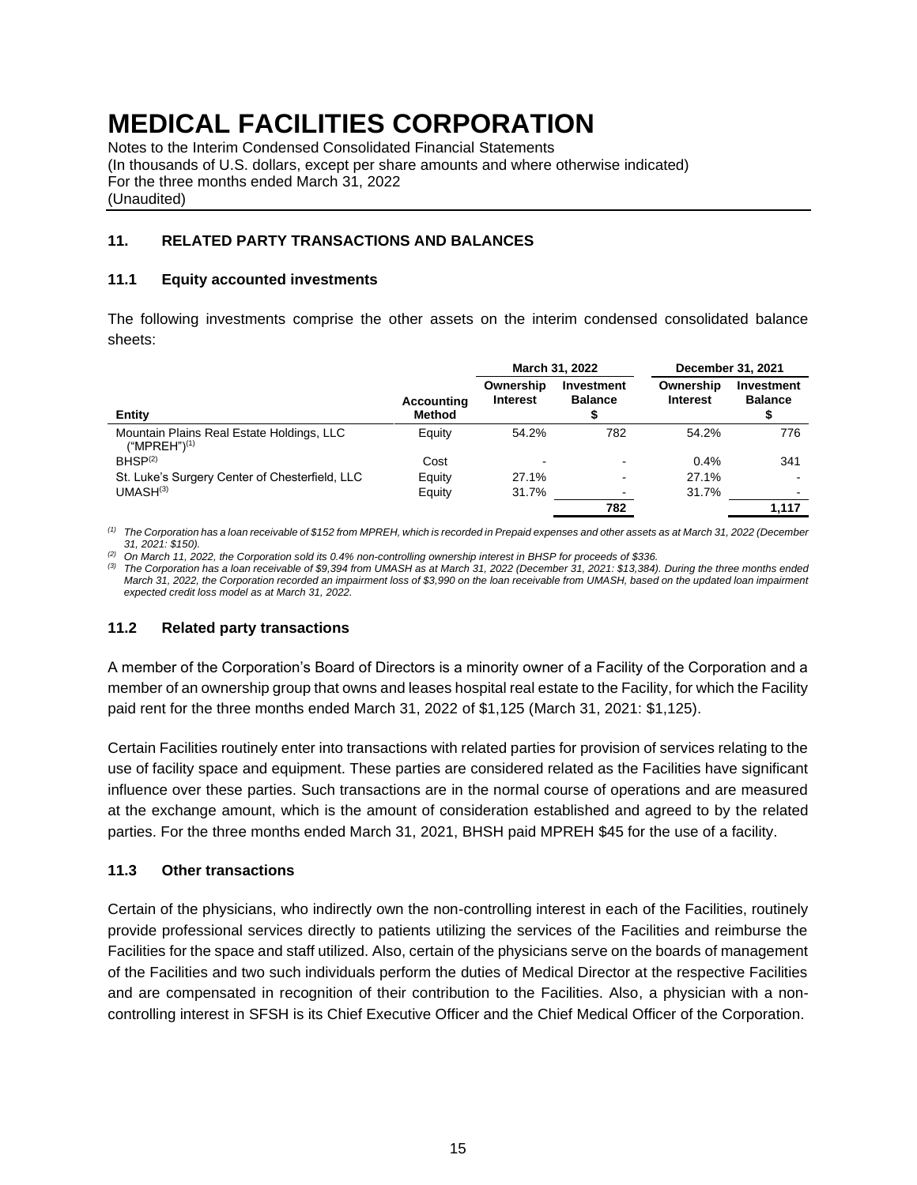# MEDICAL FACILITIES CORPORATION

Notes to the Interim Condensed Consolidated Financial Statements
(In thousands of U.S. dollars, except per share amounts and where otherwise indicated)
For the three months ended March 31, 2022
(Unaudited)

## 11. RELATED PARTY TRANSACTIONS AND BALANCES

### 11.1 Equity accounted investments

The following investments comprise the other assets on the interim condensed consolidated balance sheets:

| | | March 31, 2022 | | December 31, 2021 | |
|---|---|---|---|---|---|
| **Entity** | **Accounting Method** | **Ownership Interest** | **Investment Balance $** | **Ownership Interest** | **Investment Balance $** |
| Mountain Plains Real Estate Holdings, LLC ("MPREH")[(1)] | Equity | 54.2% | 782 | 54.2% | 776 |
| BHSP[(2)] | Cost | - | - | 0.4% | 341 |
| St. Luke's Surgery Center of Chesterfield, LLC | Equity | 27.1% | - | 27.1% | - |
| UMASH[(3)] | Equity | 31.7% | - | 31.7% | - |
| | | | **782** | | **1,117** |

*(1) The Corporation has a loan receivable of $152 from MPREH, which is recorded in Prepaid expenses and other assets as at March 31, 2022 (December 31, 2021: $150).*

*(2) On March 11, 2022, the Corporation sold its 0.4% non-controlling ownership interest in BHSP for proceeds of $336.*

*(3) The Corporation has a loan receivable of $9,394 from UMASH as at March 31, 2022 (December 31, 2021: $13,384). During the three months ended March 31, 2022, the Corporation recorded an impairment loss of $3,990 on the loan receivable from UMASH, based on the updated loan impairment expected credit loss model as at March 31, 2022.*

### 11.2 Related party transactions

A member of the Corporation's Board of Directors is a minority owner of a Facility of the Corporation and a member of an ownership group that owns and leases hospital real estate to the Facility, for which the Facility paid rent for the three months ended March 31, 2022 of $1,125 (March 31, 2021: $1,125).

Certain Facilities routinely enter into transactions with related parties for provision of services relating to the use of facility space and equipment. These parties are considered related as the Facilities have significant influence over these parties. Such transactions are in the normal course of operations and are measured at the exchange amount, which is the amount of consideration established and agreed to by the related parties. For the three months ended March 31, 2021, BHSH paid MPREH $45 for the use of a facility.

### 11.3 Other transactions

Certain of the physicians, who indirectly own the non-controlling interest in each of the Facilities, routinely provide professional services directly to patients utilizing the services of the Facilities and reimburse the Facilities for the space and staff utilized. Also, certain of the physicians serve on the boards of management of the Facilities and two such individuals perform the duties of Medical Director at the respective Facilities and are compensated in recognition of their contribution to the Facilities. Also, a physician with a non-controlling interest in SFSH is its Chief Executive Officer and the Chief Medical Officer of the Corporation.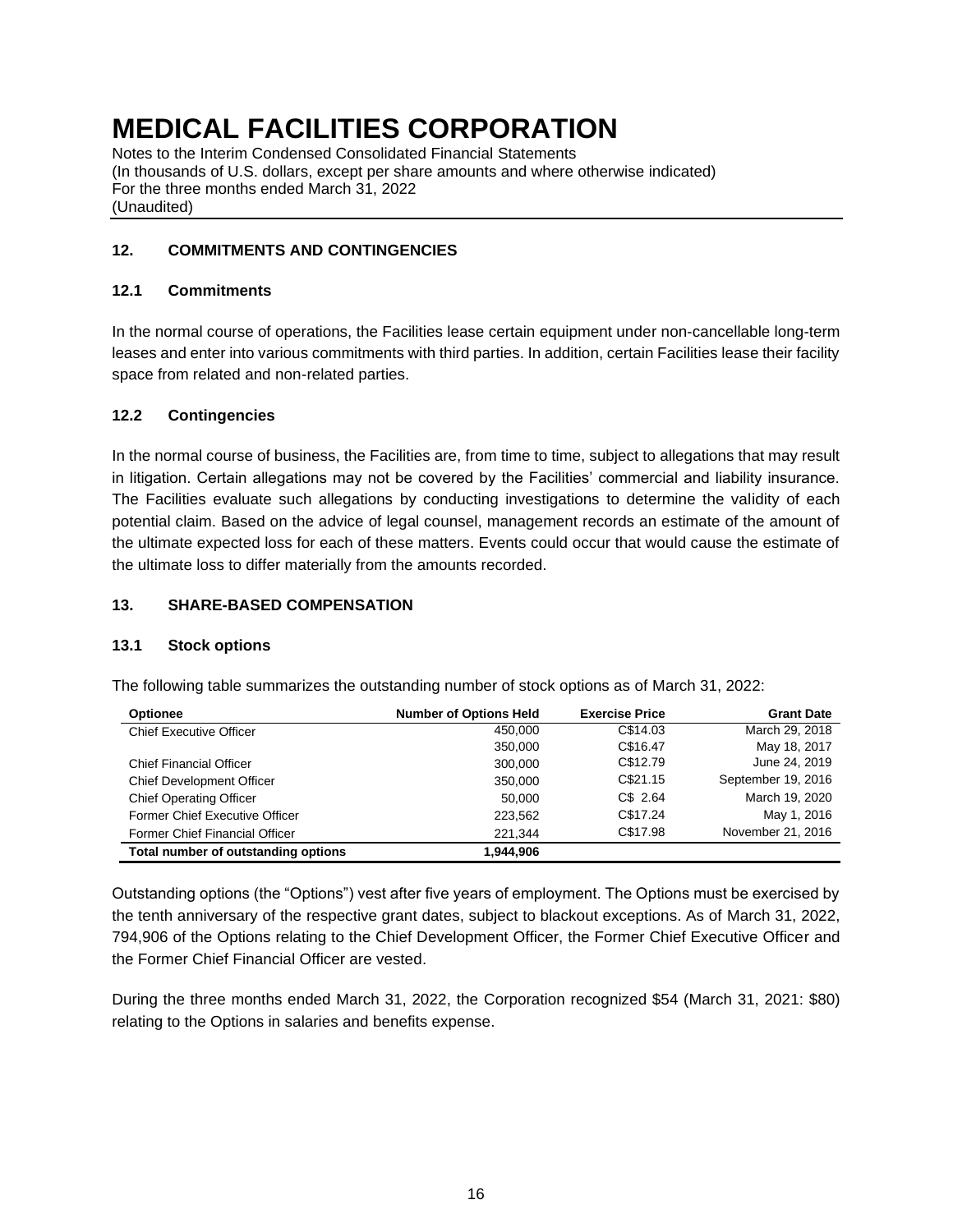# MEDICAL FACILITIES CORPORATION

Notes to the Interim Condensed Consolidated Financial Statements
(In thousands of U.S. dollars, except per share amounts and where otherwise indicated)
For the three months ended March 31, 2022
(Unaudited)

## 12. COMMITMENTS AND CONTINGENCIES

### 12.1 Commitments

In the normal course of operations, the Facilities lease certain equipment under non-cancellable long-term leases and enter into various commitments with third parties. In addition, certain Facilities lease their facility space from related and non-related parties.

### 12.2 Contingencies

In the normal course of business, the Facilities are, from time to time, subject to allegations that may result in litigation. Certain allegations may not be covered by the Facilities' commercial and liability insurance. The Facilities evaluate such allegations by conducting investigations to determine the validity of each potential claim. Based on the advice of legal counsel, management records an estimate of the amount of the ultimate expected loss for each of these matters. Events could occur that would cause the estimate of the ultimate loss to differ materially from the amounts recorded.

## 13. SHARE-BASED COMPENSATION

### 13.1 Stock options

The following table summarizes the outstanding number of stock options as of March 31, 2022:

| Optionee | Number of Options Held | Exercise Price | Grant Date |
|---|---|---|---|
| Chief Executive Officer | 450,000 | C$14.03 | March 29, 2018 |
| | 350,000 | C$16.47 | May 18, 2017 |
| Chief Financial Officer | 300,000 | C$12.79 | June 24, 2019 |
| Chief Development Officer | 350,000 | C$21.15 | September 19, 2016 |
| Chief Operating Officer | 50,000 | C$ 2.64 | March 19, 2020 |
| Former Chief Executive Officer | 223,562 | C$17.24 | May 1, 2016 |
| Former Chief Financial Officer | 221,344 | C$17.98 | November 21, 2016 |
| **Total number of outstanding options** | **1,944,906** | | |

Outstanding options (the "Options") vest after five years of employment. The Options must be exercised by the tenth anniversary of the respective grant dates, subject to blackout exceptions. As of March 31, 2022, 794,906 of the Options relating to the Chief Development Officer, the Former Chief Executive Officer and the Former Chief Financial Officer are vested.

During the three months ended March 31, 2022, the Corporation recognized $54 (March 31, 2021: $80) relating to the Options in salaries and benefits expense.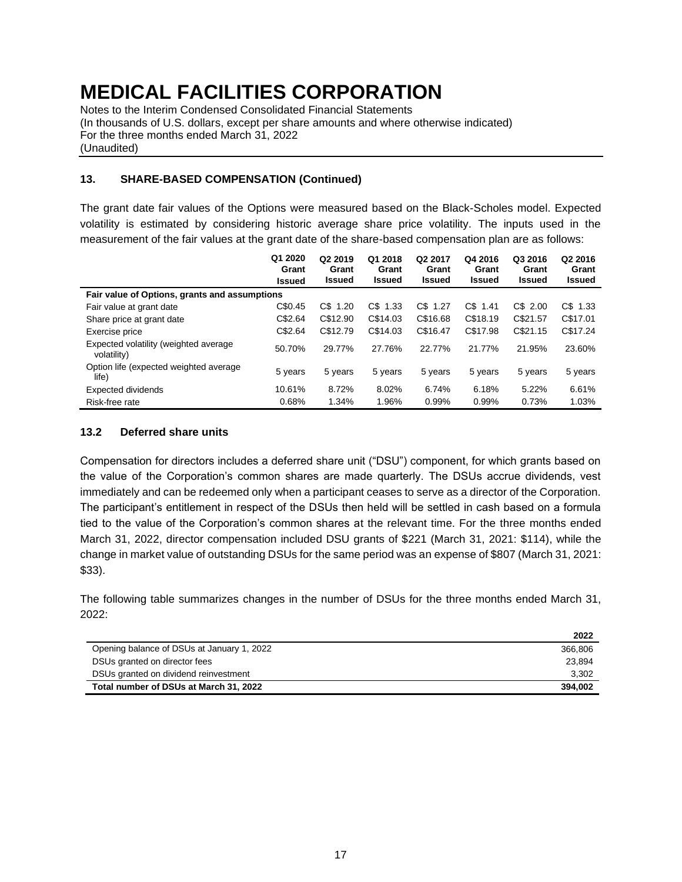# MEDICAL FACILITIES CORPORATION

Notes to the Interim Condensed Consolidated Financial Statements
(In thousands of U.S. dollars, except per share amounts and where otherwise indicated)
For the three months ended March 31, 2022
(Unaudited)

### 13. SHARE-BASED COMPENSATION (Continued)

The grant date fair values of the Options were measured based on the Black-Scholes model. Expected volatility is estimated by considering historic average share price volatility. The inputs used in the measurement of the fair values at the grant date of the share-based compensation plan are as follows:

| | Q1 2020 Grant Issued | Q2 2019 Grant Issued | Q1 2018 Grant Issued | Q2 2017 Grant Issued | Q4 2016 Grant Issued | Q3 2016 Grant Issued | Q2 2016 Grant Issued |
|---|---|---|---|---|---|---|---|
| **Fair value of Options, grants and assumptions** | | | | | | | |
| Fair value at grant date | C$0.45 | C$ 1.20 | C$ 1.33 | C$ 1.27 | C$ 1.41 | C$ 2.00 | C$ 1.33 |
| Share price at grant date | C$2.64 | C$12.90 | C$14.03 | C$16.68 | C$18.19 | C$21.57 | C$17.01 |
| Exercise price | C$2.64 | C$12.79 | C$14.03 | C$16.47 | C$17.98 | C$21.15 | C$17.24 |
| Expected volatility (weighted average volatility) | 50.70% | 29.77% | 27.76% | 22.77% | 21.77% | 21.95% | 23.60% |
| Option life (expected weighted average life) | 5 years | 5 years | 5 years | 5 years | 5 years | 5 years | 5 years |
| Expected dividends | 10.61% | 8.72% | 8.02% | 6.74% | 6.18% | 5.22% | 6.61% |
| Risk-free rate | 0.68% | 1.34% | 1.96% | 0.99% | 0.99% | 0.73% | 1.03% |

### 13.2 Deferred share units

Compensation for directors includes a deferred share unit ("DSU") component, for which grants based on the value of the Corporation's common shares are made quarterly. The DSUs accrue dividends, vest immediately and can be redeemed only when a participant ceases to serve as a director of the Corporation. The participant's entitlement in respect of the DSUs then held will be settled in cash based on a formula tied to the value of the Corporation's common shares at the relevant time. For the three months ended March 31, 2022, director compensation included DSU grants of $221 (March 31, 2021: $114), while the change in market value of outstanding DSUs for the same period was an expense of $807 (March 31, 2021: $33).

The following table summarizes changes in the number of DSUs for the three months ended March 31, 2022:

| | 2022 |
|---|---|
| Opening balance of DSUs at January 1, 2022 | 366,806 |
| DSUs granted on director fees | 23,894 |
| DSUs granted on dividend reinvestment | 3,302 |
| **Total number of DSUs at March 31, 2022** | **394,002** |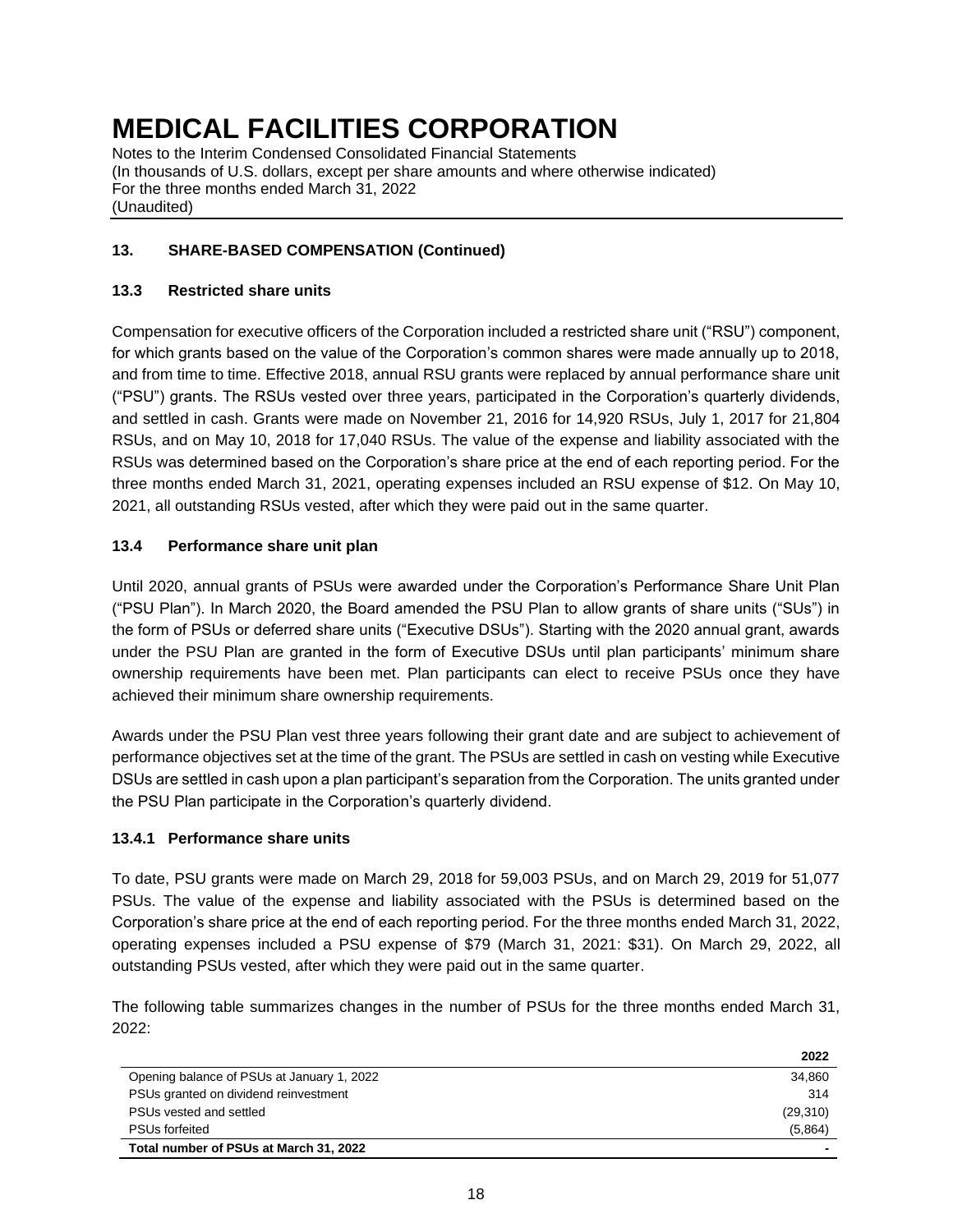# MEDICAL FACILITIES CORPORATION

Notes to the Interim Condensed Consolidated Financial Statements
(In thousands of U.S. dollars, except per share amounts and where otherwise indicated)
For the three months ended March 31, 2022
(Unaudited)

### 13. SHARE-BASED COMPENSATION (Continued)

### 13.3 Restricted share units

Compensation for executive officers of the Corporation included a restricted share unit ("RSU") component, for which grants based on the value of the Corporation's common shares were made annually up to 2018, and from time to time. Effective 2018, annual RSU grants were replaced by annual performance share unit ("PSU") grants. The RSUs vested over three years, participated in the Corporation's quarterly dividends, and settled in cash. Grants were made on November 21, 2016 for 14,920 RSUs, July 1, 2017 for 21,804 RSUs, and on May 10, 2018 for 17,040 RSUs. The value of the expense and liability associated with the RSUs was determined based on the Corporation's share price at the end of each reporting period. For the three months ended March 31, 2021, operating expenses included an RSU expense of $12. On May 10, 2021, all outstanding RSUs vested, after which they were paid out in the same quarter.

### 13.4 Performance share unit plan

Until 2020, annual grants of PSUs were awarded under the Corporation's Performance Share Unit Plan ("PSU Plan"). In March 2020, the Board amended the PSU Plan to allow grants of share units ("SUs") in the form of PSUs or deferred share units ("Executive DSUs"). Starting with the 2020 annual grant, awards under the PSU Plan are granted in the form of Executive DSUs until plan participants' minimum share ownership requirements have been met. Plan participants can elect to receive PSUs once they have achieved their minimum share ownership requirements.

Awards under the PSU Plan vest three years following their grant date and are subject to achievement of performance objectives set at the time of the grant. The PSUs are settled in cash on vesting while Executive DSUs are settled in cash upon a plan participant's separation from the Corporation. The units granted under the PSU Plan participate in the Corporation's quarterly dividend.

#### 13.4.1 Performance share units

To date, PSU grants were made on March 29, 2018 for 59,003 PSUs, and on March 29, 2019 for 51,077 PSUs. The value of the expense and liability associated with the PSUs is determined based on the Corporation's share price at the end of each reporting period. For the three months ended March 31, 2022, operating expenses included a PSU expense of $79 (March 31, 2021: $31). On March 29, 2022, all outstanding PSUs vested, after which they were paid out in the same quarter.

The following table summarizes changes in the number of PSUs for the three months ended March 31, 2022:

| | 2022 |
|---|---|
| Opening balance of PSUs at January 1, 2022 | 34,860 |
| PSUs granted on dividend reinvestment | 314 |
| PSUs vested and settled | (29,310) |
| PSUs forfeited | (5,864) |
| **Total number of PSUs at March 31, 2022** | **-** |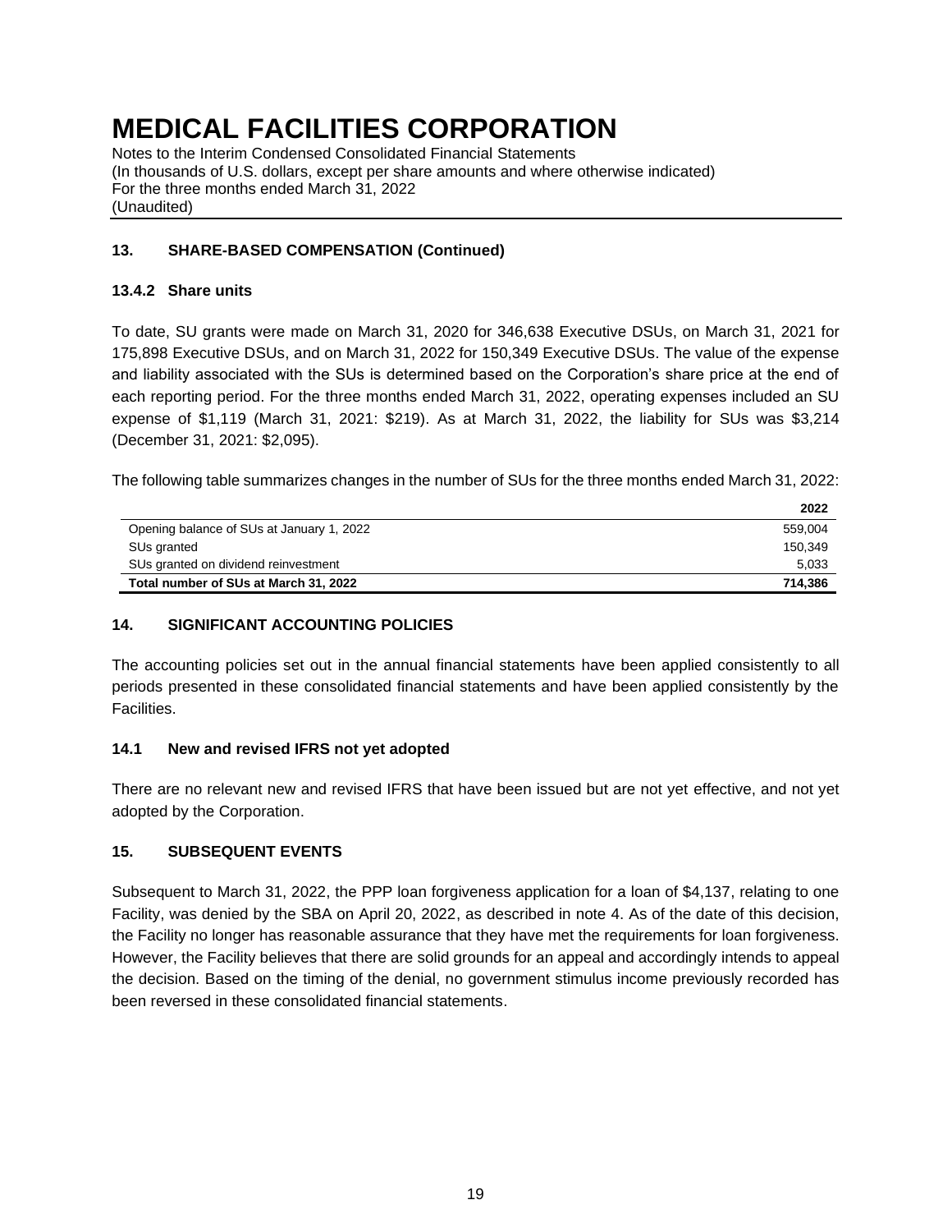# MEDICAL FACILITIES CORPORATION

Notes to the Interim Condensed Consolidated Financial Statements
(In thousands of U.S. dollars, except per share amounts and where otherwise indicated)
For the three months ended March 31, 2022
(Unaudited)

## 13. SHARE-BASED COMPENSATION (Continued)

### 13.4.2 Share units

To date, SU grants were made on March 31, 2020 for 346,638 Executive DSUs, on March 31, 2021 for 175,898 Executive DSUs, and on March 31, 2022 for 150,349 Executive DSUs. The value of the expense and liability associated with the SUs is determined based on the Corporation's share price at the end of each reporting period. For the three months ended March 31, 2022, operating expenses included an SU expense of $1,119 (March 31, 2021: $219). As at March 31, 2022, the liability for SUs was $3,214 (December 31, 2021: $2,095).

The following table summarizes changes in the number of SUs for the three months ended March 31, 2022:

| | **2022** |
|---|---|
| Opening balance of SUs at January 1, 2022 | 559,004 |
| SUs granted | 150,349 |
| SUs granted on dividend reinvestment | 5,033 |
| **Total number of SUs at March 31, 2022** | **714,386** |

## 14. SIGNIFICANT ACCOUNTING POLICIES

The accounting policies set out in the annual financial statements have been applied consistently to all periods presented in these consolidated financial statements and have been applied consistently by the Facilities.

### 14.1 New and revised IFRS not yet adopted

There are no relevant new and revised IFRS that have been issued but are not yet effective, and not yet adopted by the Corporation.

## 15. SUBSEQUENT EVENTS

Subsequent to March 31, 2022, the PPP loan forgiveness application for a loan of $4,137, relating to one Facility, was denied by the SBA on April 20, 2022, as described in note 4. As of the date of this decision, the Facility no longer has reasonable assurance that they have met the requirements for loan forgiveness. However, the Facility believes that there are solid grounds for an appeal and accordingly intends to appeal the decision. Based on the timing of the denial, no government stimulus income previously recorded has been reversed in these consolidated financial statements.